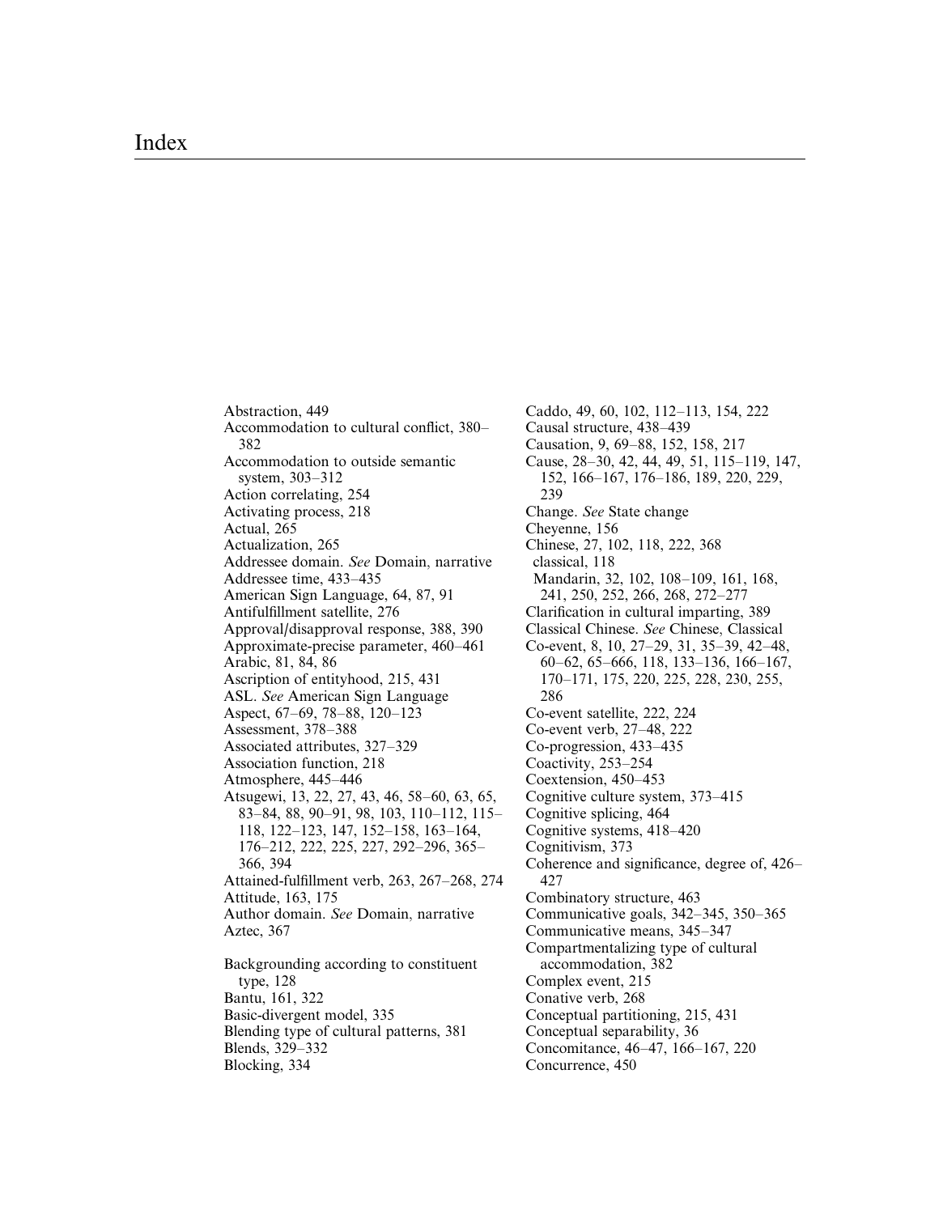# Index

Abstraction, 449
Accommodation to cultural conflict, 380–382
Accommodation to outside semantic system, 303–312
Action correlating, 254
Activating process, 218
Actual, 265
Actualization, 265
Addressee domain. *See* Domain, narrative
Addressee time, 433–435
American Sign Language, 64, 87, 91
Antifulfillment satellite, 276
Approval/disapproval response, 388, 390
Approximate-precise parameter, 460–461
Arabic, 81, 84, 86
Ascription of entityhood, 215, 431
ASL. *See* American Sign Language
Aspect, 67–69, 78–88, 120–123
Assessment, 378–388
Associated attributes, 327–329
Association function, 218
Atmosphere, 445–446
Atsugewi, 13, 22, 27, 43, 46, 58–60, 63, 65, 83–84, 88, 90–91, 98, 103, 110–112, 115–118, 122–123, 147, 152–158, 163–164, 176–212, 222, 225, 227, 292–296, 365–366, 394
Attained-fulfillment verb, 263, 267–268, 274
Attitude, 163, 175
Author domain. *See* Domain, narrative
Aztec, 367

Backgrounding according to constituent type, 128
Bantu, 161, 322
Basic-divergent model, 335
Blending type of cultural patterns, 381
Blends, 329–332
Blocking, 334

Caddo, 49, 60, 102, 112–113, 154, 222
Causal structure, 438–439
Causation, 9, 69–88, 152, 158, 217
Cause, 28–30, 42, 44, 49, 51, 115–119, 147, 152, 166–167, 176–186, 189, 220, 229, 239
Change. *See* State change
Cheyenne, 156
Chinese, 27, 102, 118, 222, 368
classical, 118
Mandarin, 32, 102, 108–109, 161, 168, 241, 250, 252, 266, 268, 272–277
Clarification in cultural imparting, 389
Classical Chinese. *See* Chinese, Classical
Co-event, 8, 10, 27–29, 31, 35–39, 42–48, 60–62, 65–666, 118, 133–136, 166–167, 170–171, 175, 220, 225, 228, 230, 255, 286
Co-event satellite, 222, 224
Co-event verb, 27–48, 222
Co-progression, 433–435
Coactivity, 253–254
Coextension, 450–453
Cognitive culture system, 373–415
Cognitive splicing, 464
Cognitive systems, 418–420
Cognitivism, 373
Coherence and significance, degree of, 426–427
Combinatory structure, 463
Communicative goals, 342–345, 350–365
Communicative means, 345–347
Compartmentalizing type of cultural accommodation, 382
Complex event, 215
Conative verb, 268
Conceptual partitioning, 215, 431
Conceptual separability, 36
Concomitance, 46–47, 166–167, 220
Concurrence, 450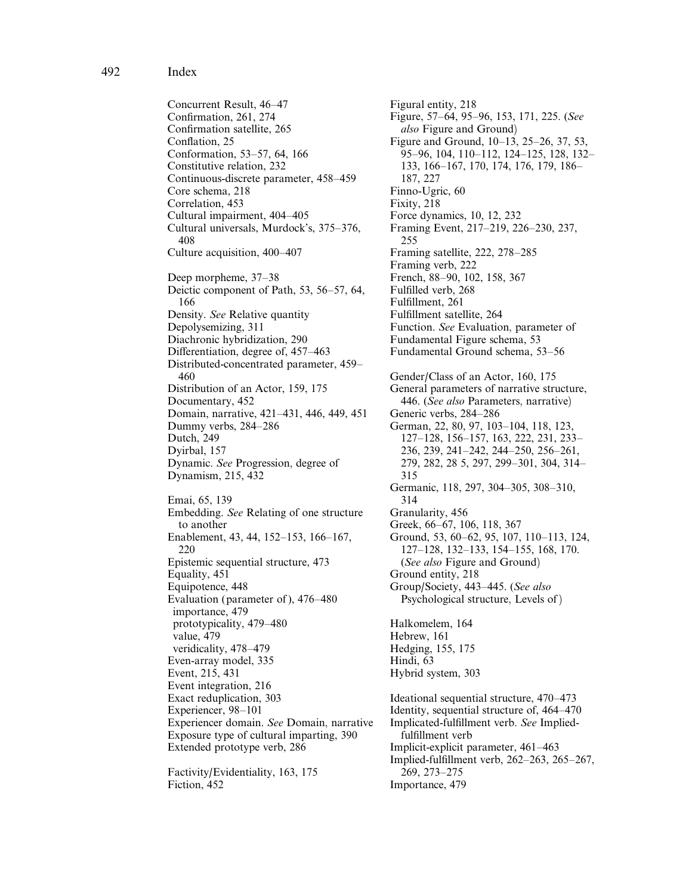Concurrent Result, 46–47
Confirmation, 261, 274
Confirmation satellite, 265
Conflation, 25
Conformation, 53–57, 64, 166
Constitutive relation, 232
Continuous-discrete parameter, 458–459
Core schema, 218
Correlation, 453
Cultural impairment, 404–405
Cultural universals, Murdock's, 375–376, 408
Culture acquisition, 400–407

Deep morpheme, 37–38
Deictic component of Path, 53, 56–57, 64, 166
Density. *See* Relative quantity
Depolysemizing, 311
Diachronic hybridization, 290
Differentiation, degree of, 457–463
Distributed-concentrated parameter, 459–460
Distribution of an Actor, 159, 175
Documentary, 452
Domain, narrative, 421–431, 446, 449, 451
Dummy verbs, 284–286
Dutch, 249
Dyirbal, 157
Dynamic. *See* Progression, degree of
Dynamism, 215, 432

Emai, 65, 139
Embedding. *See* Relating of one structure to another
Enablement, 43, 44, 152–153, 166–167, 220
Epistemic sequential structure, 473
Equality, 451
Equipotence, 448
Evaluation (parameter of), 476–480
 importance, 479
 prototypicality, 479–480
 value, 479
 veridicality, 478–479
Even-array model, 335
Event, 215, 431
Event integration, 216
Exact reduplication, 303
Experiencer, 98–101
Experiencer domain. *See* Domain, narrative
Exposure type of cultural imparting, 390
Extended prototype verb, 286

Factivity/Evidentiality, 163, 175
Fiction, 452

Figural entity, 218
Figure, 57–64, 95–96, 153, 171, 225. (*See also* Figure and Ground)
Figure and Ground, 10–13, 25–26, 37, 53, 95–96, 104, 110–112, 124–125, 128, 132–133, 166–167, 170, 174, 176, 179, 186–187, 227
Finno-Ugric, 60
Fixity, 218
Force dynamics, 10, 12, 232
Framing Event, 217–219, 226–230, 237, 255
Framing satellite, 222, 278–285
Framing verb, 222
French, 88–90, 102, 158, 367
Fulfilled verb, 268
Fulfillment, 261
Fulfillment satellite, 264
Function. *See* Evaluation, parameter of
Fundamental Figure schema, 53
Fundamental Ground schema, 53–56

Gender/Class of an Actor, 160, 175
General parameters of narrative structure, 446. (*See also* Parameters, narrative)
Generic verbs, 284–286
German, 22, 80, 97, 103–104, 118, 123, 127–128, 156–157, 163, 222, 231, 233–236, 239, 241–242, 244–250, 256–261, 279, 282, 28 5, 297, 299–301, 304, 314–315
Germanic, 118, 297, 304–305, 308–310, 314
Granularity, 456
Greek, 66–67, 106, 118, 367
Ground, 53, 60–62, 95, 107, 110–113, 124, 127–128, 132–133, 154–155, 168, 170. (*See also* Figure and Ground)
Ground entity, 218
Group/Society, 443–445. (*See also* Psychological structure, Levels of)

Halkomelem, 164
Hebrew, 161
Hedging, 155, 175
Hindi, 63
Hybrid system, 303

Ideational sequential structure, 470–473
Identity, sequential structure of, 464–470
Implicated-fulfillment verb. *See* Implied-fulfillment verb
Implicit-explicit parameter, 461–463
Implied-fulfillment verb, 262–263, 265–267, 269, 273–275
Importance, 479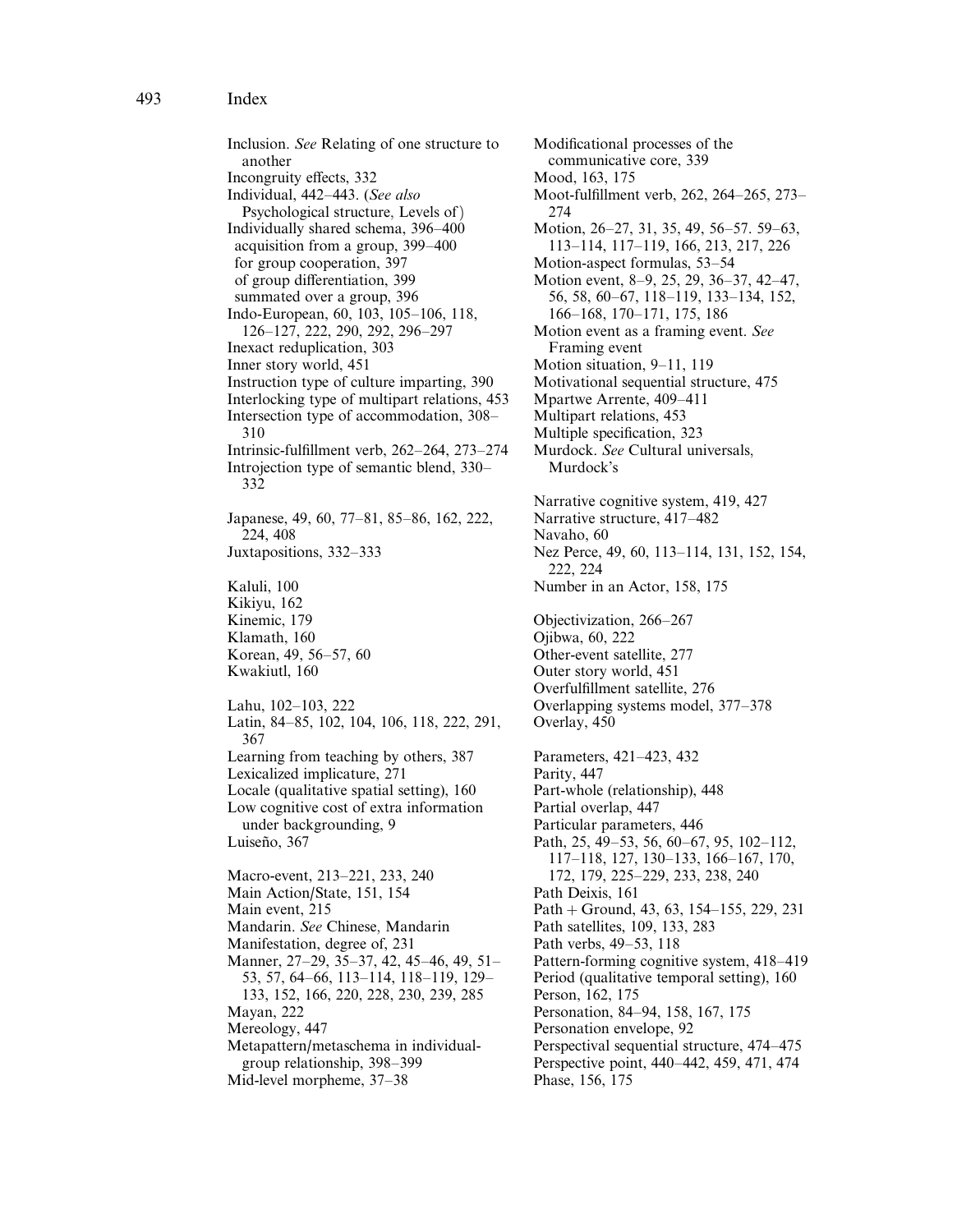Inclusion. *See* Relating of one structure to another
Incongruity effects, 332
Individual, 442–443. (*See also* Psychological structure, Levels of)
Individually shared schema, 396–400
 acquisition from a group, 399–400
 for group cooperation, 397
 of group differentiation, 399
 summated over a group, 396
Indo-European, 60, 103, 105–106, 118, 126–127, 222, 290, 292, 296–297
Inexact reduplication, 303
Inner story world, 451
Instruction type of culture imparting, 390
Interlocking type of multipart relations, 453
Intersection type of accommodation, 308–310
Intrinsic-fulfillment verb, 262–264, 273–274
Introjection type of semantic blend, 330–332

Japanese, 49, 60, 77–81, 85–86, 162, 222, 224, 408
Juxtapositions, 332–333

Kaluli, 100
Kikiyu, 162
Kinemic, 179
Klamath, 160
Korean, 49, 56–57, 60
Kwakiutl, 160

Lahu, 102–103, 222
Latin, 84–85, 102, 104, 106, 118, 222, 291, 367
Learning from teaching by others, 387
Lexicalized implicature, 271
Locale (qualitative spatial setting), 160
Low cognitive cost of extra information under backgrounding, 9
Luiseño, 367

Macro-event, 213–221, 233, 240
Main Action/State, 151, 154
Main event, 215
Mandarin. *See* Chinese, Mandarin
Manifestation, degree of, 231
Manner, 27–29, 35–37, 42, 45–46, 49, 51–53, 57, 64–66, 113–114, 118–119, 129–133, 152, 166, 220, 228, 230, 239, 285
Mayan, 222
Mereology, 447
Metapattern/metaschema in individual-group relationship, 398–399
Mid-level morpheme, 37–38

Modificational processes of the communicative core, 339
Mood, 163, 175
Moot-fulfillment verb, 262, 264–265, 273–274
Motion, 26–27, 31, 35, 49, 56–57. 59–63, 113–114, 117–119, 166, 213, 217, 226
Motion-aspect formulas, 53–54
Motion event, 8–9, 25, 29, 36–37, 42–47, 56, 58, 60–67, 118–119, 133–134, 152, 166–168, 170–171, 175, 186
Motion event as a framing event. *See* Framing event
Motion situation, 9–11, 119
Motivational sequential structure, 475
Mpartwe Arrente, 409–411
Multipart relations, 453
Multiple specification, 323
Murdock. *See* Cultural universals, Murdock's

Narrative cognitive system, 419, 427
Narrative structure, 417–482
Navaho, 60
Nez Perce, 49, 60, 113–114, 131, 152, 154, 222, 224
Number in an Actor, 158, 175

Objectivization, 266–267
Ojibwa, 60, 222
Other-event satellite, 277
Outer story world, 451
Overfulfillment satellite, 276
Overlapping systems model, 377–378
Overlay, 450

Parameters, 421–423, 432
Parity, 447
Part-whole (relationship), 448
Partial overlap, 447
Particular parameters, 446
Path, 25, 49–53, 56, 60–67, 95, 102–112, 117–118, 127, 130–133, 166–167, 170, 172, 179, 225–229, 233, 238, 240
Path Deixis, 161
Path + Ground, 43, 63, 154–155, 229, 231
Path satellites, 109, 133, 283
Path verbs, 49–53, 118
Pattern-forming cognitive system, 418–419
Period (qualitative temporal setting), 160
Person, 162, 175
Personation, 84–94, 158, 167, 175
Personation envelope, 92
Perspectival sequential structure, 474–475
Perspective point, 440–442, 459, 471, 474
Phase, 156, 175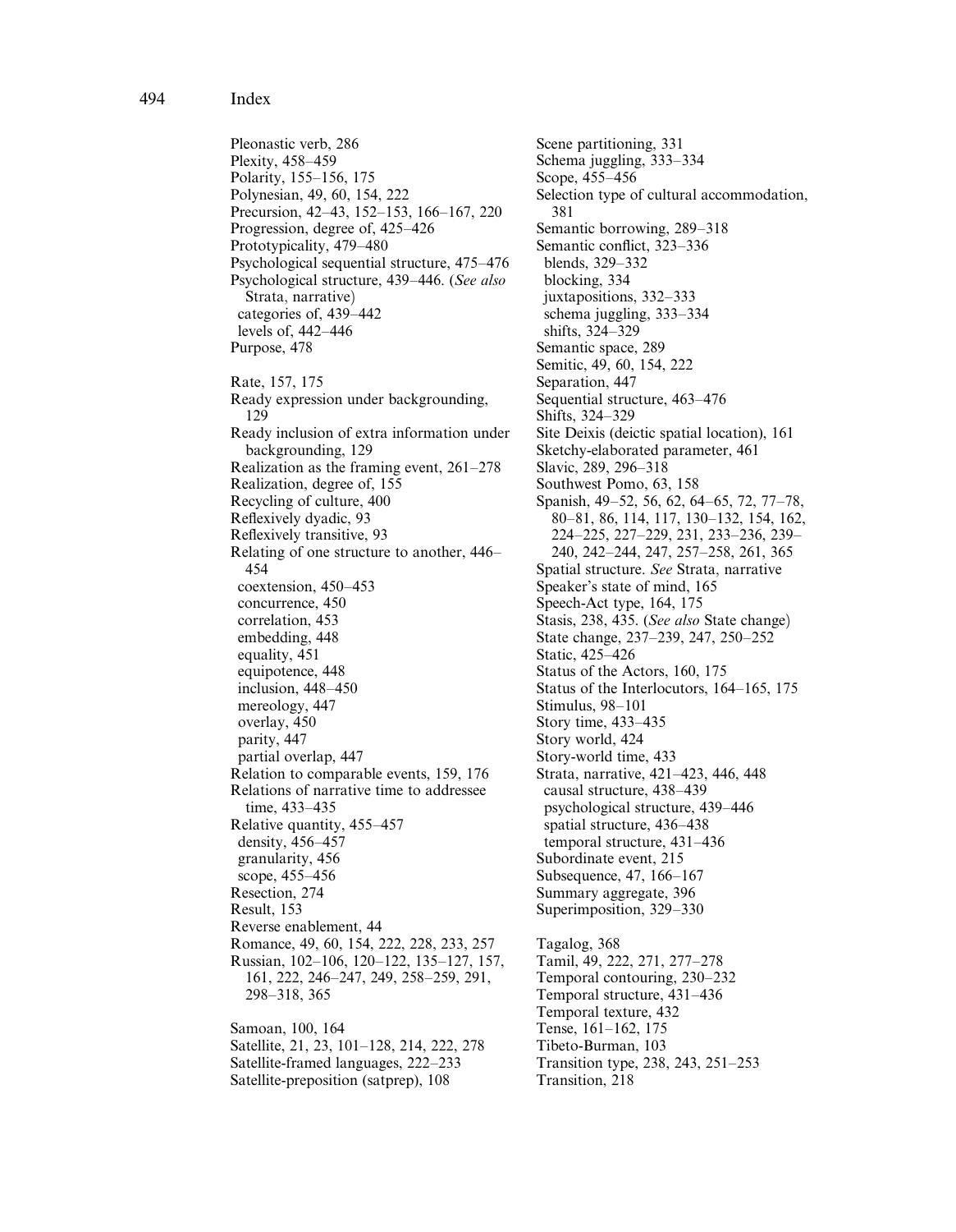Pleonastic verb, 286
Plexity, 458–459
Polarity, 155–156, 175
Polynesian, 49, 60, 154, 222
Precursion, 42–43, 152–153, 166–167, 220
Progression, degree of, 425–426
Prototypicality, 479–480
Psychological sequential structure, 475–476
Psychological structure, 439–446. (*See also* Strata, narrative)
  categories of, 439–442
  levels of, 442–446
Purpose, 478

Rate, 157, 175
Ready expression under backgrounding, 129
Ready inclusion of extra information under backgrounding, 129
Realization as the framing event, 261–278
Realization, degree of, 155
Recycling of culture, 400
Reflexively dyadic, 93
Reflexively transitive, 93
Relating of one structure to another, 446–454
  coextension, 450–453
  concurrence, 450
  correlation, 453
  embedding, 448
  equality, 451
  equipotence, 448
  inclusion, 448–450
  mereology, 447
  overlay, 450
  parity, 447
  partial overlap, 447
Relation to comparable events, 159, 176
Relations of narrative time to addressee time, 433–435
Relative quantity, 455–457
  density, 456–457
  granularity, 456
  scope, 455–456
Resection, 274
Result, 153
Reverse enablement, 44
Romance, 49, 60, 154, 222, 228, 233, 257
Russian, 102–106, 120–122, 135–127, 157, 161, 222, 246–247, 249, 258–259, 291, 298–318, 365

Samoan, 100, 164
Satellite, 21, 23, 101–128, 214, 222, 278
Satellite-framed languages, 222–233
Satellite-preposition (satprep), 108

Scene partitioning, 331
Schema juggling, 333–334
Scope, 455–456
Selection type of cultural accommodation, 381
Semantic borrowing, 289–318
Semantic conflict, 323–336
  blends, 329–332
  blocking, 334
  juxtapositions, 332–333
  schema juggling, 333–334
  shifts, 324–329
Semantic space, 289
Semitic, 49, 60, 154, 222
Separation, 447
Sequential structure, 463–476
Shifts, 324–329
Site Deixis (deictic spatial location), 161
Sketchy-elaborated parameter, 461
Slavic, 289, 296–318
Southwest Pomo, 63, 158
Spanish, 49–52, 56, 62, 64–65, 72, 77–78, 80–81, 86, 114, 117, 130–132, 154, 162, 224–225, 227–229, 231, 233–236, 239–240, 242–244, 247, 257–258, 261, 365
Spatial structure. *See* Strata, narrative
Speaker's state of mind, 165
Speech-Act type, 164, 175
Stasis, 238, 435. (*See also* State change)
State change, 237–239, 247, 250–252
Static, 425–426
Status of the Actors, 160, 175
Status of the Interlocutors, 164–165, 175
Stimulus, 98–101
Story time, 433–435
Story world, 424
Story-world time, 433
Strata, narrative, 421–423, 446, 448
  causal structure, 438–439
  psychological structure, 439–446
  spatial structure, 436–438
  temporal structure, 431–436
Subordinate event, 215
Subsequence, 47, 166–167
Summary aggregate, 396
Superimposition, 329–330

Tagalog, 368
Tamil, 49, 222, 271, 277–278
Temporal contouring, 230–232
Temporal structure, 431–436
Temporal texture, 432
Tense, 161–162, 175
Tibeto-Burman, 103
Transition type, 238, 243, 251–253
Transition, 218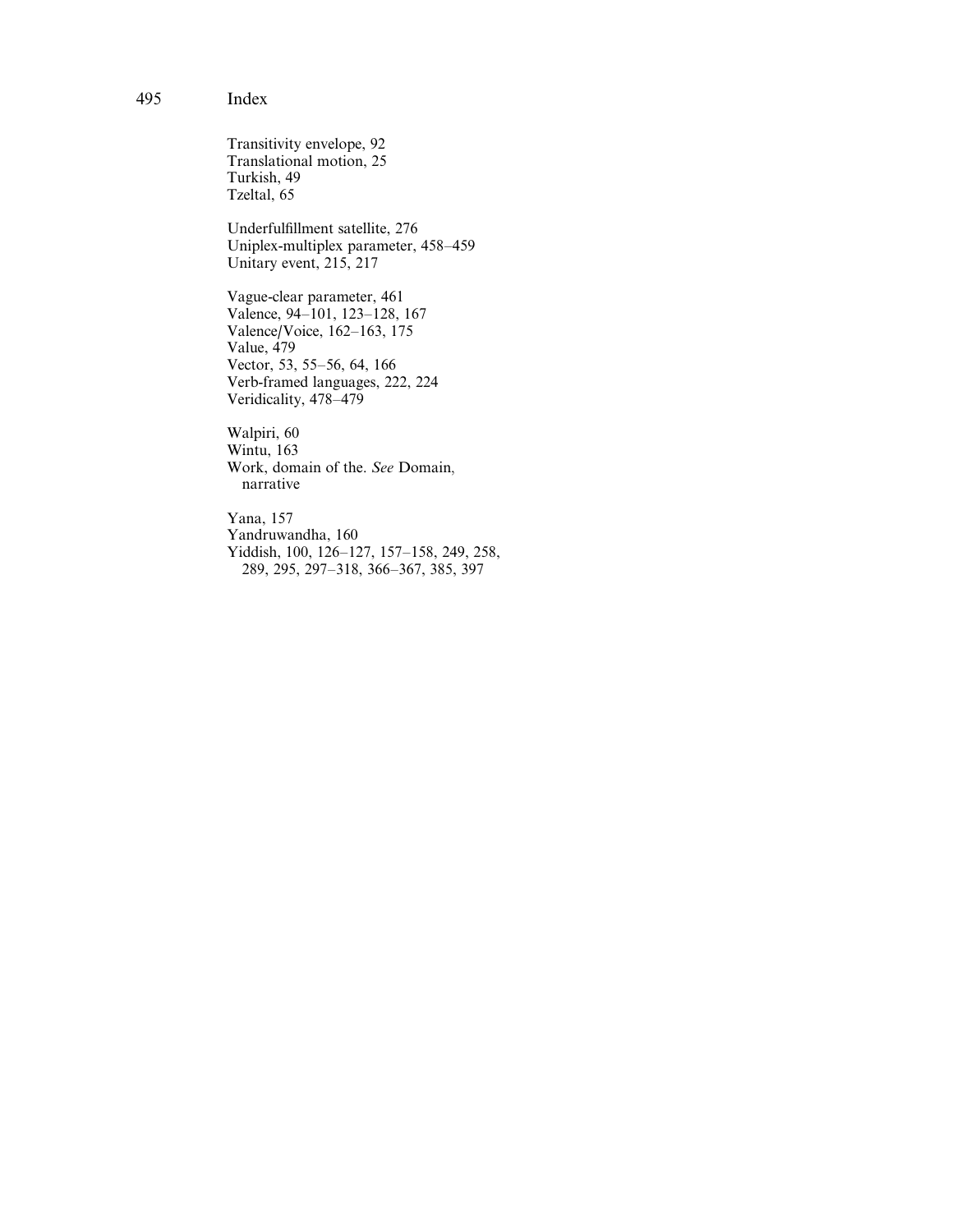Transitivity envelope, 92
Translational motion, 25
Turkish, 49
Tzeltal, 65

Underfulfillment satellite, 276
Uniplex-multiplex parameter, 458–459
Unitary event, 215, 217

Vague-clear parameter, 461
Valence, 94–101, 123–128, 167
Valence/Voice, 162–163, 175
Value, 479
Vector, 53, 55–56, 64, 166
Verb-framed languages, 222, 224
Veridicality, 478–479

Walpiri, 60
Wintu, 163
Work, domain of the. *See* Domain, narrative

Yana, 157
Yandruwandha, 160
Yiddish, 100, 126–127, 157–158, 249, 258, 289, 295, 297–318, 366–367, 385, 397